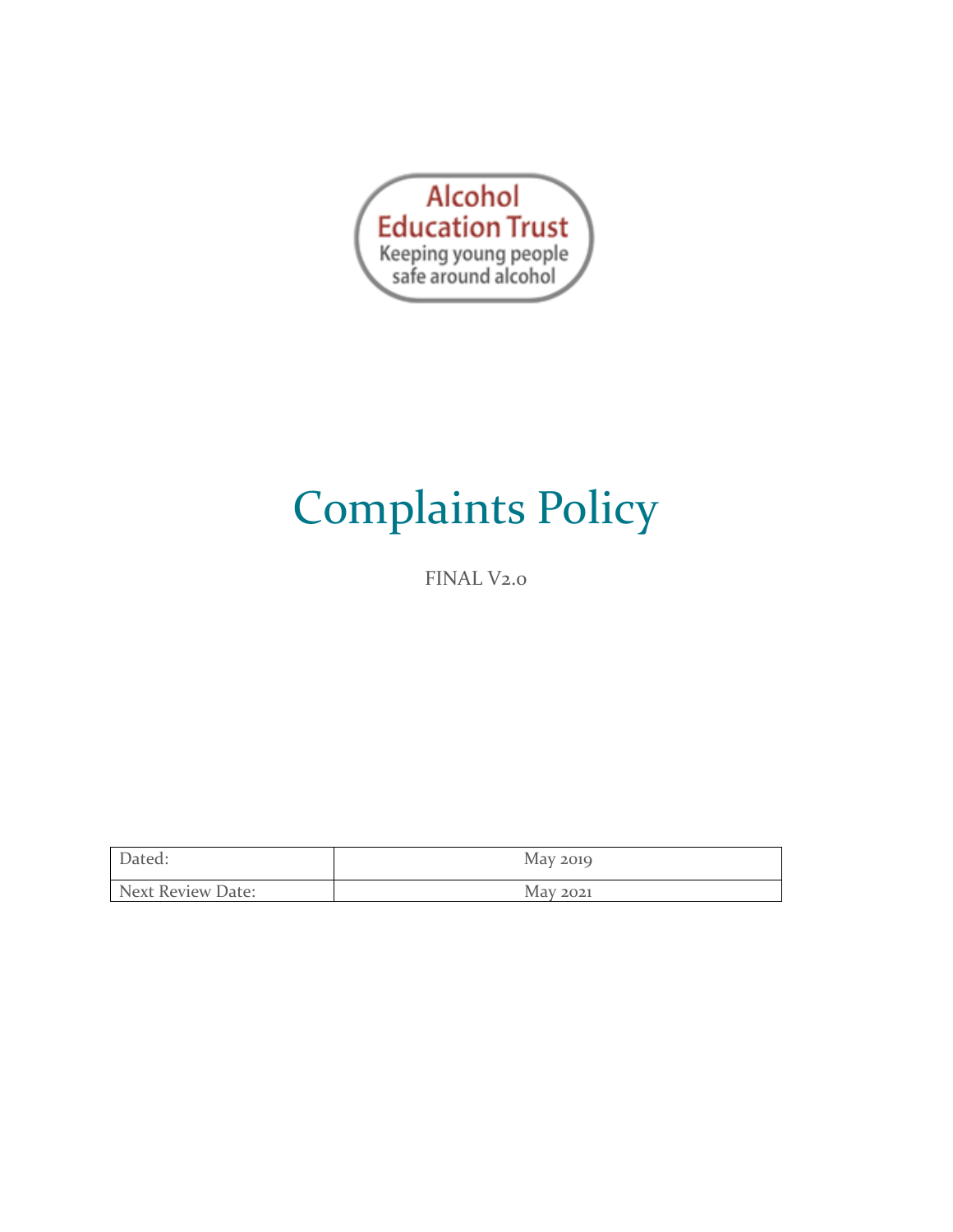Alcohol Education Trust

Keeping young people safe around alcohol

# Complaints Policy

FINAL V2.0

| Dated: | May 2019 |
| --- | --- |
| Next Review Date: | May 2021 |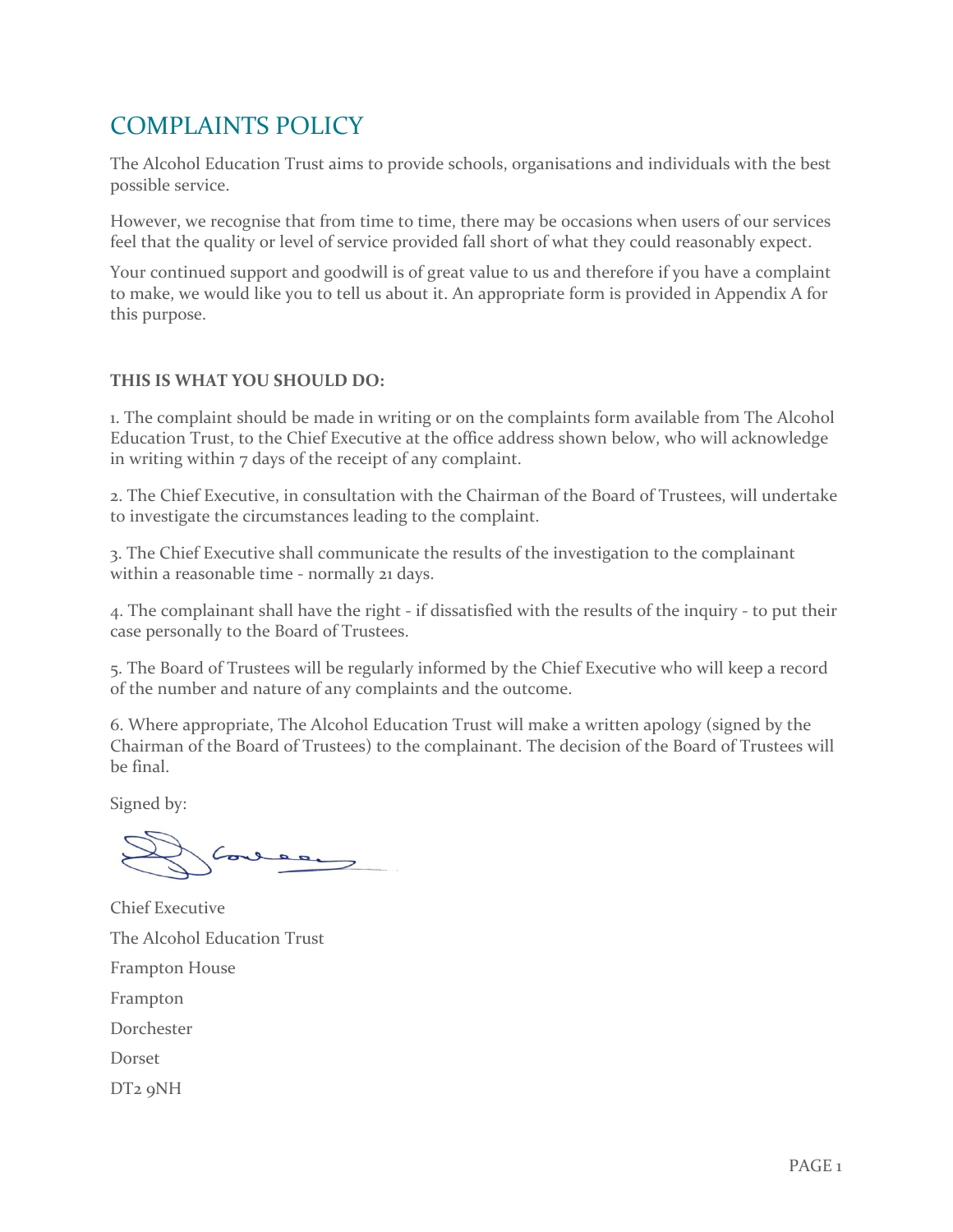# COMPLAINTS POLICY

The Alcohol Education Trust aims to provide schools, organisations and individuals with the best possible service.

However, we recognise that from time to time, there may be occasions when users of our services feel that the quality or level of service provided fall short of what they could reasonably expect.

Your continued support and goodwill is of great value to us and therefore if you have a complaint to make, we would like you to tell us about it. An appropriate form is provided in Appendix A for this purpose.

**THIS IS WHAT YOU SHOULD DO:**

1. The complaint should be made in writing or on the complaints form available from The Alcohol Education Trust, to the Chief Executive at the office address shown below, who will acknowledge in writing within 7 days of the receipt of any complaint.

2. The Chief Executive, in consultation with the Chairman of the Board of Trustees, will undertake to investigate the circumstances leading to the complaint.

3. The Chief Executive shall communicate the results of the investigation to the complainant within a reasonable time - normally 21 days.

4. The complainant shall have the right - if dissatisfied with the results of the inquiry - to put their case personally to the Board of Trustees.

5. The Board of Trustees will be regularly informed by the Chief Executive who will keep a record of the number and nature of any complaints and the outcome.

6. Where appropriate, The Alcohol Education Trust will make a written apology (signed by the Chairman of the Board of Trustees) to the complainant. The decision of the Board of Trustees will be final.

Signed by:

Chief Executive

The Alcohol Education Trust

Frampton House

Frampton

Dorchester

Dorset

DT2 9NH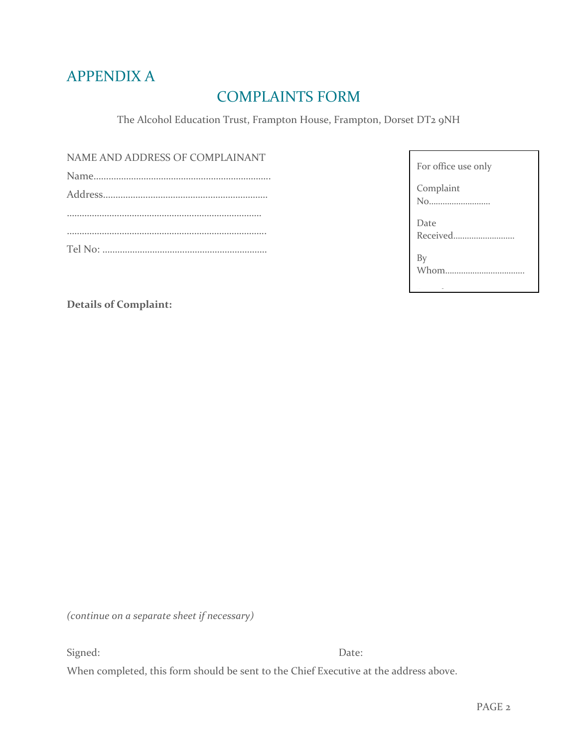## APPENDIX A

# COMPLAINTS FORM

The Alcohol Education Trust, Frampton House, Frampton, Dorset DT2 9NH

NAME AND ADDRESS OF COMPLAINANT

Name.......................................................................

Address..................................................................

..............................................................................

..............................................................................

Tel No: ..................................................................

For office use only

Complaint No...........................

Date Received...........................

By Whom..................................

**Details of Complaint:**

*(continue on a separate sheet if necessary)*

Signed: Date:

When completed, this form should be sent to the Chief Executive at the address above.